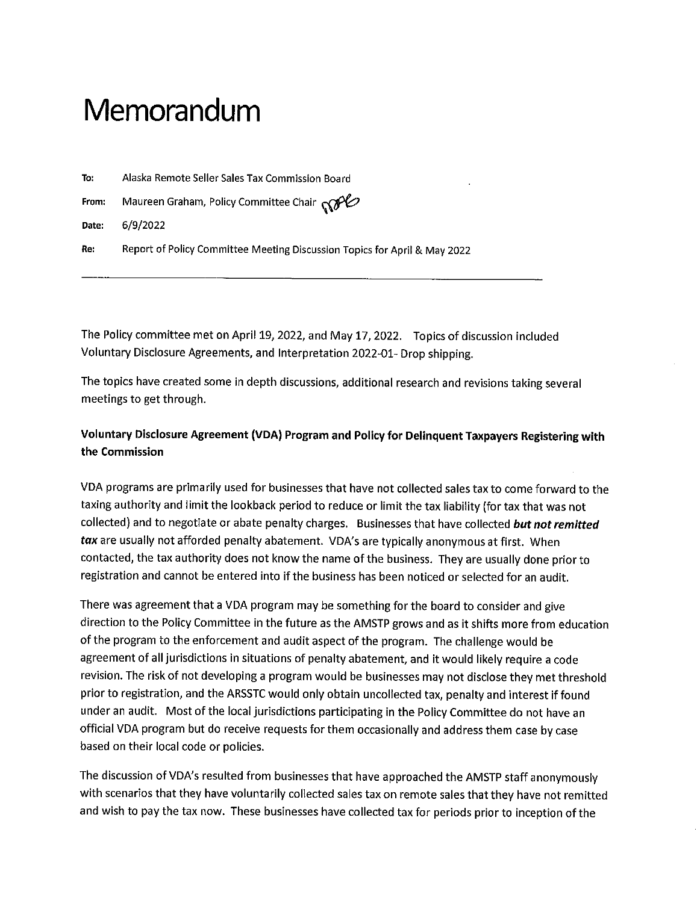# Memorandum

**To:** Alaska Remote Seller Sales Tax Commission Board

**From:** Maureen Graham, Policy Committee Chair

**Date:** 6/9/2022

**Re:** Report of Policy Committee Meeting Discussion Topics for April & May 2022

---

The Policy committee met on April 19, 2022, and May 17, 2022. Topics of discussion included Voluntary Disclosure Agreements, and Interpretation 2022-01- Drop shipping.

The topics have created some in depth discussions, additional research and revisions taking several meetings to get through.

### Voluntary Disclosure Agreement (VDA) Program and Policy for Delinquent Taxpayers Registering with the Commission

VDA programs are primarily used for businesses that have not collected sales tax to come forward to the taxing authority and limit the lookback period to reduce or limit the tax liability (for tax that was not collected) and to negotiate or abate penalty charges. Businesses that have collected ***but not remitted tax*** are usually not afforded penalty abatement. VDA's are typically anonymous at first. When contacted, the tax authority does not know the name of the business. They are usually done prior to registration and cannot be entered into if the business has been noticed or selected for an audit.

There was agreement that a VDA program may be something for the board to consider and give direction to the Policy Committee in the future as the AMSTP grows and as it shifts more from education of the program to the enforcement and audit aspect of the program. The challenge would be agreement of all jurisdictions in situations of penalty abatement, and it would likely require a code revision. The risk of not developing a program would be businesses may not disclose they met threshold prior to registration, and the ARSSTC would only obtain uncollected tax, penalty and interest if found under an audit. Most of the local jurisdictions participating in the Policy Committee do not have an official VDA program but do receive requests for them occasionally and address them case by case based on their local code or policies.

The discussion of VDA's resulted from businesses that have approached the AMSTP staff anonymously with scenarios that they have voluntarily collected sales tax on remote sales that they have not remitted and wish to pay the tax now. These businesses have collected tax for periods prior to inception of the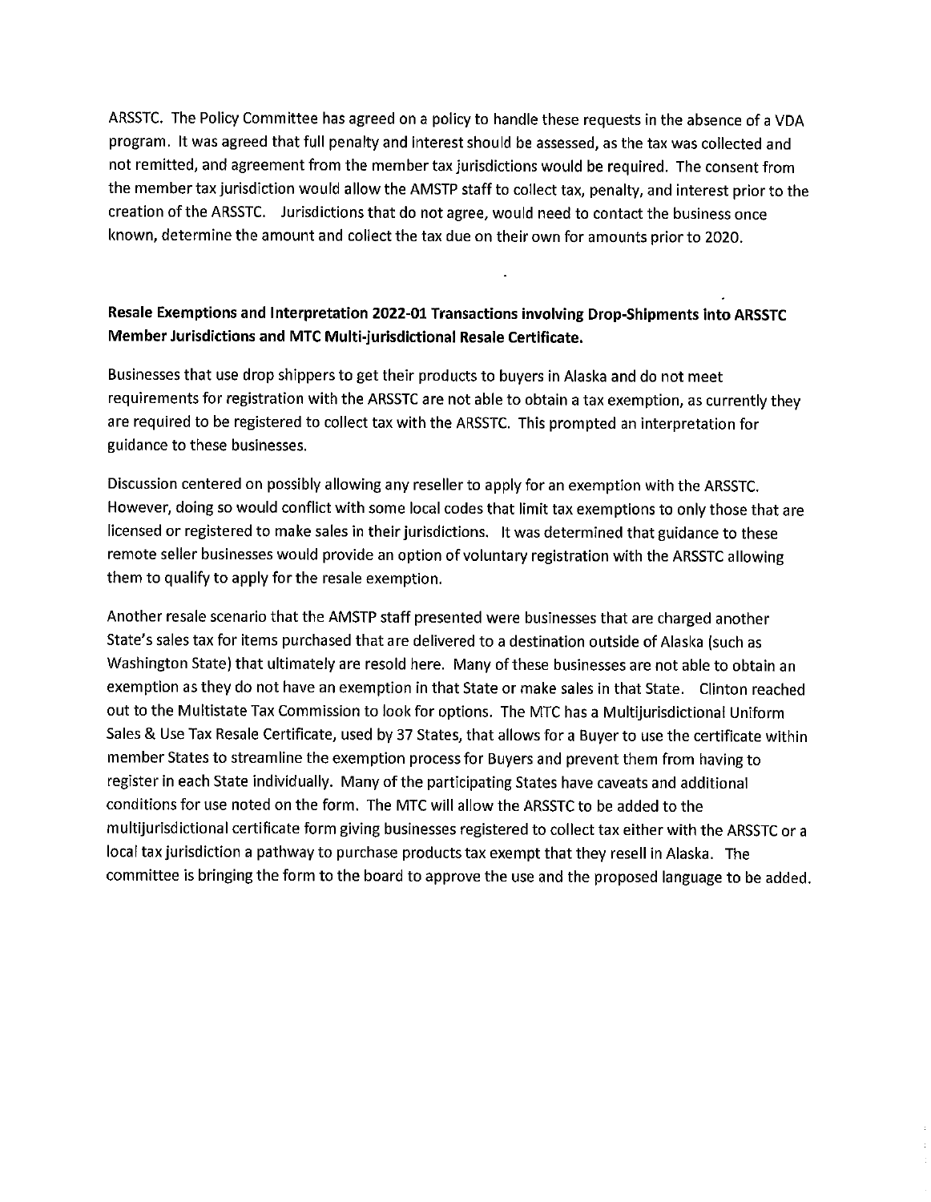ARSSTC. The Policy Committee has agreed on a policy to handle these requests in the absence of a VDA program. It was agreed that full penalty and interest should be assessed, as the tax was collected and not remitted, and agreement from the member tax jurisdictions would be required. The consent from the member tax jurisdiction would allow the AMSTP staff to collect tax, penalty, and interest prior to the creation of the ARSSTC. Jurisdictions that do not agree, would need to contact the business once known, determine the amount and collect the tax due on their own for amounts prior to 2020.

**Resale Exemptions and Interpretation 2022-01 Transactions involving Drop-Shipments into ARSSTC Member Jurisdictions and MTC Multi-jurisdictional Resale Certificate.**

Businesses that use drop shippers to get their products to buyers in Alaska and do not meet requirements for registration with the ARSSTC are not able to obtain a tax exemption, as currently they are required to be registered to collect tax with the ARSSTC. This prompted an interpretation for guidance to these businesses.

Discussion centered on possibly allowing any reseller to apply for an exemption with the ARSSTC. However, doing so would conflict with some local codes that limit tax exemptions to only those that are licensed or registered to make sales in their jurisdictions. It was determined that guidance to these remote seller businesses would provide an option of voluntary registration with the ARSSTC allowing them to qualify to apply for the resale exemption.

Another resale scenario that the AMSTP staff presented were businesses that are charged another State's sales tax for items purchased that are delivered to a destination outside of Alaska (such as Washington State) that ultimately are resold here. Many of these businesses are not able to obtain an exemption as they do not have an exemption in that State or make sales in that State. Clinton reached out to the Multistate Tax Commission to look for options. The MTC has a Multijurisdictional Uniform Sales & Use Tax Resale Certificate, used by 37 States, that allows for a Buyer to use the certificate within member States to streamline the exemption process for Buyers and prevent them from having to register in each State individually. Many of the participating States have caveats and additional conditions for use noted on the form. The MTC will allow the ARSSTC to be added to the multijurisdictional certificate form giving businesses registered to collect tax either with the ARSSTC or a local tax jurisdiction a pathway to purchase products tax exempt that they resell in Alaska. The committee is bringing the form to the board to approve the use and the proposed language to be added.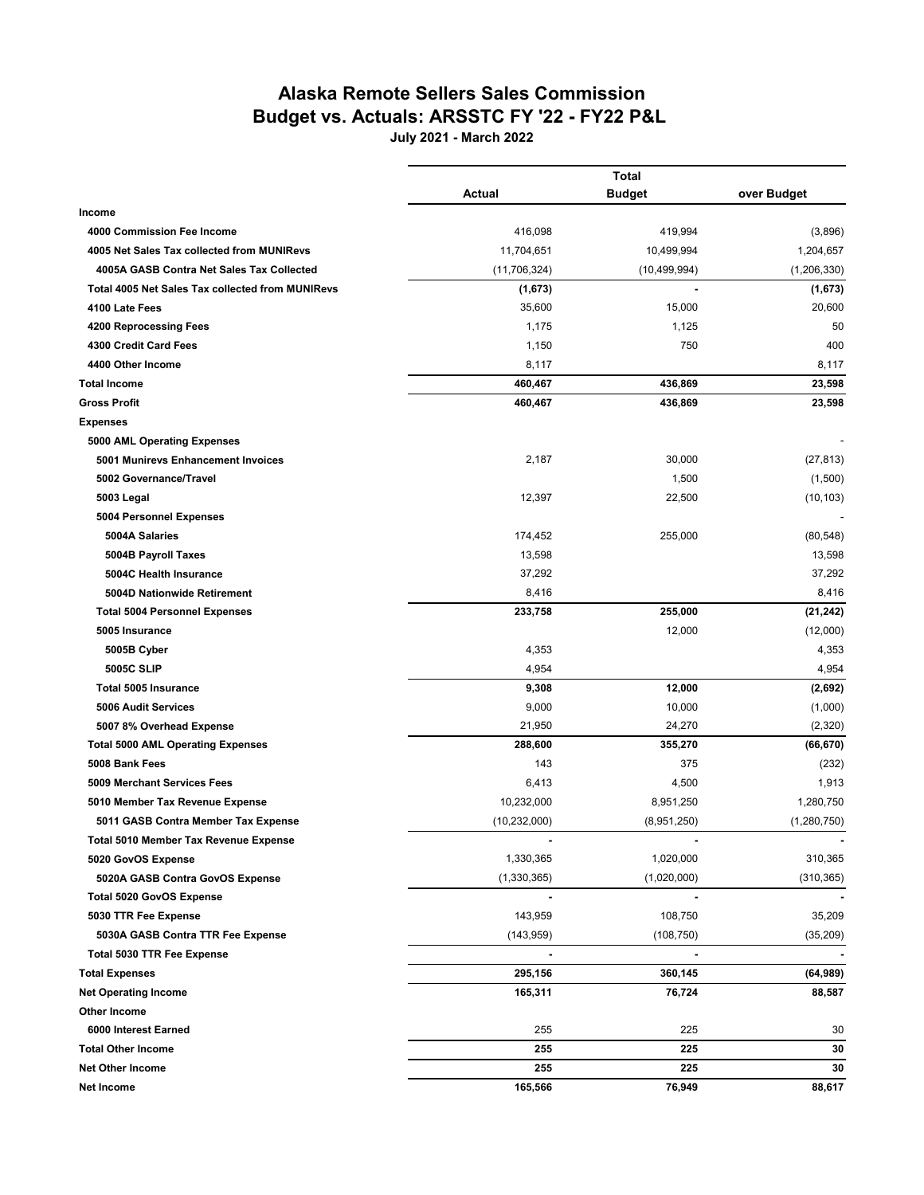# Alaska Remote Sellers Sales Commission

## Budget vs. Actuals: ARSSTC FY '22 - FY22 P&L

July 2021 - March 2022

| | Total | | |
|---|---|---|---|
| | **Actual** | **Budget** | **over Budget** |
| **Income** | | | |
| **4000 Commission Fee Income** | 416,098 | 419,994 | (3,896) |
| **4005 Net Sales Tax collected from MUNIRevs** | 11,704,651 | 10,499,994 | 1,204,657 |
| **4005A GASB Contra Net Sales Tax Collected** | (11,706,324) | (10,499,994) | (1,206,330) |
| **Total 4005 Net Sales Tax collected from MUNIRevs** | **(1,673)** | **-** | **(1,673)** |
| **4100 Late Fees** | 35,600 | 15,000 | 20,600 |
| **4200 Reprocessing Fees** | 1,175 | 1,125 | 50 |
| **4300 Credit Card Fees** | 1,150 | 750 | 400 |
| **4400 Other Income** | 8,117 | | 8,117 |
| **Total Income** | **460,467** | **436,869** | **23,598** |
| **Gross Profit** | **460,467** | **436,869** | **23,598** |
| **Expenses** | | | |
| **5000 AML Operating Expenses** | | | - |
| **5001 Munirevs Enhancement Invoices** | 2,187 | 30,000 | (27,813) |
| **5002 Governance/Travel** | | 1,500 | (1,500) |
| **5003 Legal** | 12,397 | 22,500 | (10,103) |
| **5004 Personnel Expenses** | | | - |
| **5004A Salaries** | 174,452 | 255,000 | (80,548) |
| **5004B Payroll Taxes** | 13,598 | | 13,598 |
| **5004C Health Insurance** | 37,292 | | 37,292 |
| **5004D Nationwide Retirement** | 8,416 | | 8,416 |
| **Total 5004 Personnel Expenses** | **233,758** | **255,000** | **(21,242)** |
| **5005 Insurance** | | 12,000 | (12,000) |
| **5005B Cyber** | 4,353 | | 4,353 |
| **5005C SLIP** | 4,954 | | 4,954 |
| **Total 5005 Insurance** | **9,308** | **12,000** | **(2,692)** |
| **5006 Audit Services** | 9,000 | 10,000 | (1,000) |
| **5007 8% Overhead Expense** | 21,950 | 24,270 | (2,320) |
| **Total 5000 AML Operating Expenses** | **288,600** | **355,270** | **(66,670)** |
| **5008 Bank Fees** | 143 | 375 | (232) |
| **5009 Merchant Services Fees** | 6,413 | 4,500 | 1,913 |
| **5010 Member Tax Revenue Expense** | 10,232,000 | 8,951,250 | 1,280,750 |
| **5011 GASB Contra Member Tax Expense** | (10,232,000) | (8,951,250) | (1,280,750) |
| **Total 5010 Member Tax Revenue Expense** | **-** | **-** | **-** |
| **5020 GovOS Expense** | 1,330,365 | 1,020,000 | 310,365 |
| **5020A GASB Contra GovOS Expense** | (1,330,365) | (1,020,000) | (310,365) |
| **Total 5020 GovOS Expense** | **-** | **-** | **-** |
| **5030 TTR Fee Expense** | 143,959 | 108,750 | 35,209 |
| **5030A GASB Contra TTR Fee Expense** | (143,959) | (108,750) | (35,209) |
| **Total 5030 TTR Fee Expense** | **-** | **-** | **-** |
| **Total Expenses** | **295,156** | **360,145** | **(64,989)** |
| **Net Operating Income** | **165,311** | **76,724** | **88,587** |
| **Other Income** | | | |
| **6000 Interest Earned** | 255 | 225 | 30 |
| **Total Other Income** | **255** | **225** | **30** |
| **Net Other Income** | **255** | **225** | **30** |
| **Net Income** | **165,566** | **76,949** | **88,617** |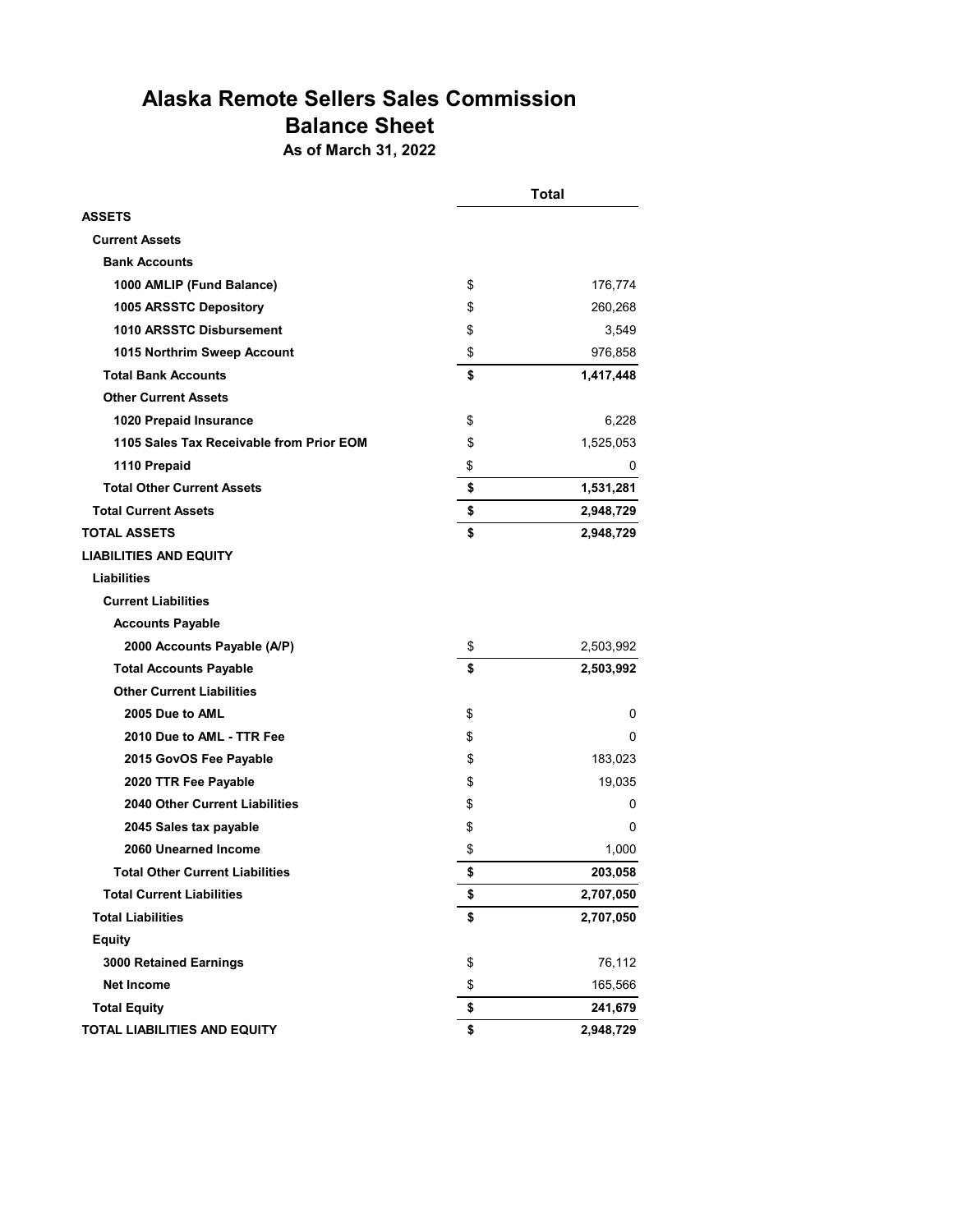# Alaska Remote Sellers Sales Commission
## Balance Sheet
### As of March 31, 2022

| | | Total |
|---|---|---|
| **ASSETS** | | |
| **Current Assets** | | |
| **Bank Accounts** | | |
| **1000 AMLIP (Fund Balance)** | $ | 176,774 |
| **1005 ARSSTC Depository** | $ | 260,268 |
| **1010 ARSSTC Disbursement** | $ | 3,549 |
| **1015 Northrim Sweep Account** | $ | 976,858 |
| **Total Bank Accounts** | **$** | **1,417,448** |
| **Other Current Assets** | | |
| **1020 Prepaid Insurance** | $ | 6,228 |
| **1105 Sales Tax Receivable from Prior EOM** | $ | 1,525,053 |
| **1110 Prepaid** | $ | 0 |
| **Total Other Current Assets** | **$** | **1,531,281** |
| **Total Current Assets** | **$** | **2,948,729** |
| **TOTAL ASSETS** | **$** | **2,948,729** |
| **LIABILITIES AND EQUITY** | | |
| **Liabilities** | | |
| **Current Liabilities** | | |
| **Accounts Payable** | | |
| **2000 Accounts Payable (A/P)** | $ | 2,503,992 |
| **Total Accounts Payable** | **$** | **2,503,992** |
| **Other Current Liabilities** | | |
| **2005 Due to AML** | $ | 0 |
| **2010 Due to AML - TTR Fee** | $ | 0 |
| **2015 GovOS Fee Payable** | $ | 183,023 |
| **2020 TTR Fee Payable** | $ | 19,035 |
| **2040 Other Current Liabilities** | $ | 0 |
| **2045 Sales tax payable** | $ | 0 |
| **2060 Unearned Income** | $ | 1,000 |
| **Total Other Current Liabilities** | **$** | **203,058** |
| **Total Current Liabilities** | **$** | **2,707,050** |
| **Total Liabilities** | **$** | **2,707,050** |
| **Equity** | | |
| **3000 Retained Earnings** | $ | 76,112 |
| **Net Income** | $ | 165,566 |
| **Total Equity** | **$** | **241,679** |
| **TOTAL LIABILITIES AND EQUITY** | **$** | **2,948,729** |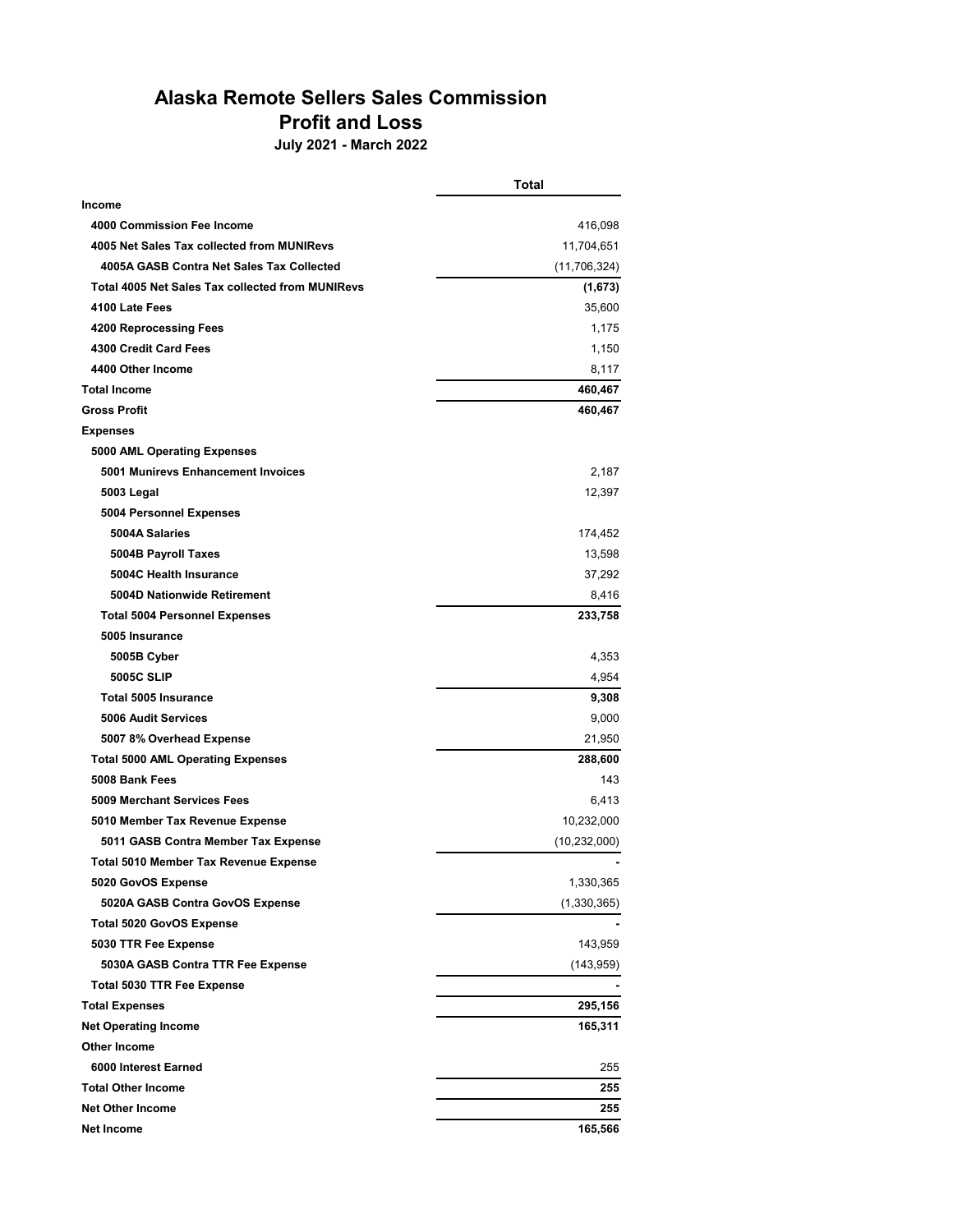# Alaska Remote Sellers Sales Commission

## Profit and Loss

### July 2021 - March 2022

| | Total |
|---|---|
| **Income** | |
| **4000 Commission Fee Income** | 416,098 |
| **4005 Net Sales Tax collected from MUNIRevs** | 11,704,651 |
| **4005A GASB Contra Net Sales Tax Collected** | (11,706,324) |
| **Total 4005 Net Sales Tax collected from MUNIRevs** | **(1,673)** |
| **4100 Late Fees** | 35,600 |
| **4200 Reprocessing Fees** | 1,175 |
| **4300 Credit Card Fees** | 1,150 |
| **4400 Other Income** | 8,117 |
| **Total Income** | **460,467** |
| **Gross Profit** | **460,467** |
| **Expenses** | |
| **5000 AML Operating Expenses** | |
| **5001 Munirevs Enhancement Invoices** | 2,187 |
| **5003 Legal** | 12,397 |
| **5004 Personnel Expenses** | |
| **5004A Salaries** | 174,452 |
| **5004B Payroll Taxes** | 13,598 |
| **5004C Health Insurance** | 37,292 |
| **5004D Nationwide Retirement** | 8,416 |
| **Total 5004 Personnel Expenses** | **233,758** |
| **5005 Insurance** | |
| **5005B Cyber** | 4,353 |
| **5005C SLIP** | 4,954 |
| **Total 5005 Insurance** | **9,308** |
| **5006 Audit Services** | 9,000 |
| **5007 8% Overhead Expense** | 21,950 |
| **Total 5000 AML Operating Expenses** | **288,600** |
| **5008 Bank Fees** | 143 |
| **5009 Merchant Services Fees** | 6,413 |
| **5010 Member Tax Revenue Expense** | 10,232,000 |
| **5011 GASB Contra Member Tax Expense** | (10,232,000) |
| **Total 5010 Member Tax Revenue Expense** | **-** |
| **5020 GovOS Expense** | 1,330,365 |
| **5020A GASB Contra GovOS Expense** | (1,330,365) |
| **Total 5020 GovOS Expense** | **-** |
| **5030 TTR Fee Expense** | 143,959 |
| **5030A GASB Contra TTR Fee Expense** | (143,959) |
| **Total 5030 TTR Fee Expense** | **-** |
| **Total Expenses** | **295,156** |
| **Net Operating Income** | **165,311** |
| **Other Income** | |
| **6000 Interest Earned** | 255 |
| **Total Other Income** | **255** |
| **Net Other Income** | **255** |
| **Net Income** | **165,566** |